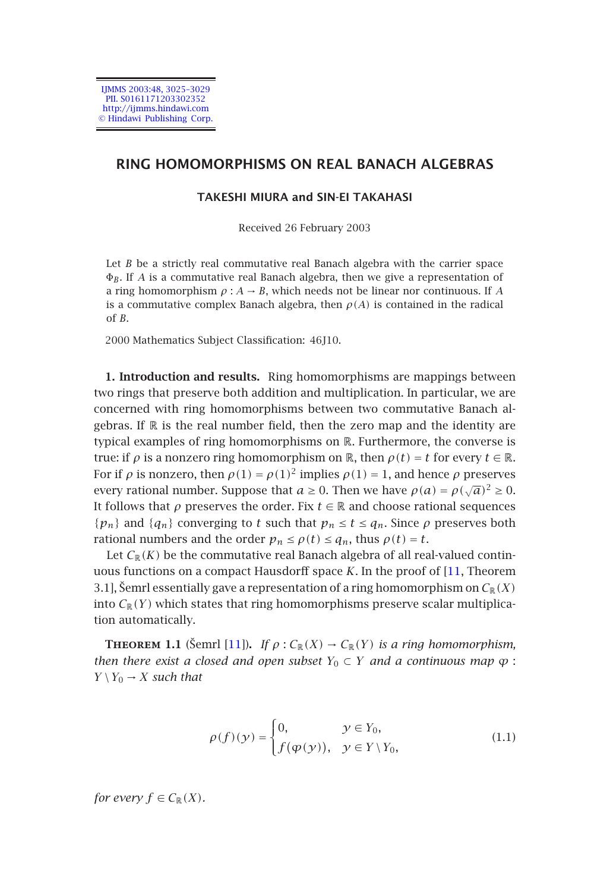# RING HOMOMORPHISMS ON REAL BANACH ALGEBRAS

**TAKESHI MIURA and SIN-EI TAKAHASI**

Received 26 February 2003

Let $B$ be a strictly real commutative real Banach algebra with the carrier space $\Phi_B$. If $A$ is a commutative real Banach algebra, then we give a representation of a ring homomorphism $\rho : A \to B$, which needs not be linear nor continuous. If $A$ is a commutative complex Banach algebra, then $\rho(A)$ is contained in the radical of $B$.

2000 Mathematics Subject Classification: 46J10.

**1. Introduction and results.** Ring homomorphisms are mappings between two rings that preserve both addition and multiplication. In particular, we are concerned with ring homomorphisms between two commutative Banach algebras. If $\mathbb{R}$ is the real number field, then the zero map and the identity are typical examples of ring homomorphisms on $\mathbb{R}$. Furthermore, the converse is true: if $\rho$ is a nonzero ring homomorphism on $\mathbb{R}$, then $\rho(t) = t$ for every $t \in \mathbb{R}$. For if $\rho$ is nonzero, then $\rho(1) = \rho(1)^2$ implies $\rho(1) = 1$, and hence $\rho$ preserves every rational number. Suppose that $a \geq 0$. Then we have $\rho(a) = \rho(\sqrt{a})^2 \geq 0$. It follows that $\rho$ preserves the order. Fix $t \in \mathbb{R}$ and choose rational sequences $\{p_n\}$ and $\{q_n\}$ converging to $t$ such that $p_n \leq t \leq q_n$. Since $\rho$ preserves both rational numbers and the order $p_n \leq \rho(t) \leq q_n$, thus $\rho(t) = t$.

Let $C_{\mathbb{R}}(K)$ be the commutative real Banach algebra of all real-valued continuous functions on a compact Hausdorff space $K$. In the proof of [11, Theorem 3.1], Šemrl essentially gave a representation of a ring homomorphism on $C_{\mathbb{R}}(X)$ into $C_{\mathbb{R}}(Y)$ which states that ring homomorphisms preserve scalar multiplication automatically.

**Theorem 1.1** (Šemrl [11]). *If $\rho : C_{\mathbb{R}}(X) \to C_{\mathbb{R}}(Y)$ is a ring homomorphism, then there exist a closed and open subset $Y_0 \subset Y$ and a continuous map $\varphi : Y \setminus Y_0 \to X$ such that*

$$\rho(f)(y) = \begin{cases} 0, & y \in Y_0, \\ f(\varphi(y)), & y \in Y \setminus Y_0, \end{cases} \tag{1.1}$$

*for every $f \in C_{\mathbb{R}}(X)$.*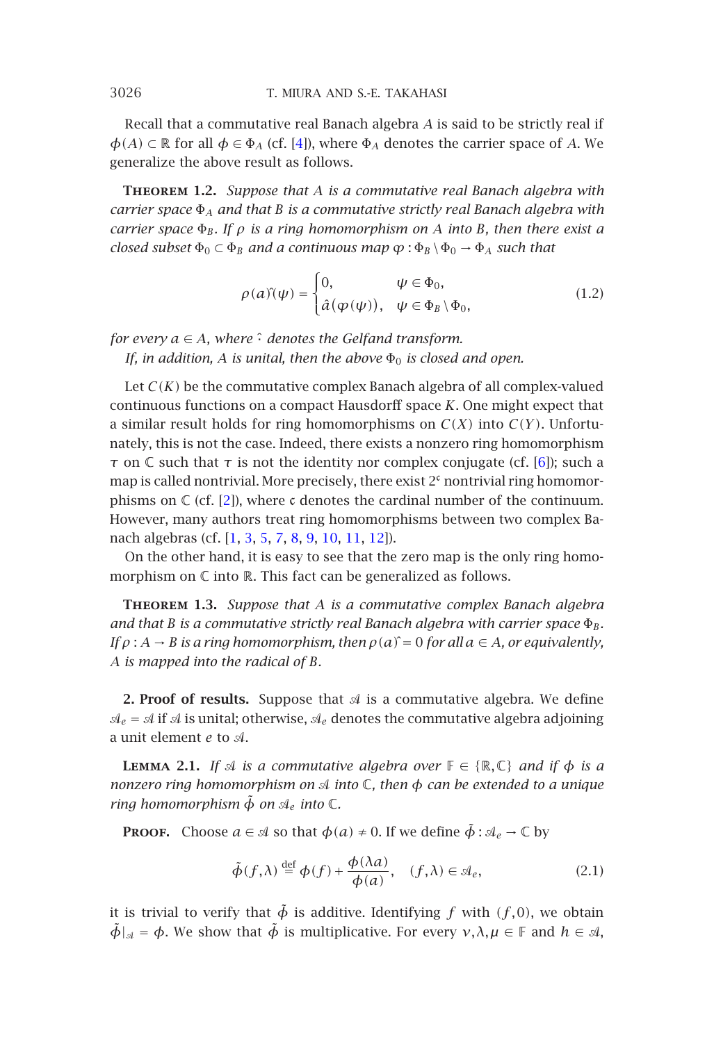Recall that a commutative real Banach algebra $A$ is said to be strictly real if $\phi(A) \subset \mathbb{R}$ for all $\phi \in \Phi_A$ (cf. [4]), where $\Phi_A$ denotes the carrier space of $A$. We generalize the above result as follows.

**Theorem 1.2.** *Suppose that $A$ is a commutative real Banach algebra with carrier space $\Phi_A$ and that $B$ is a commutative strictly real Banach algebra with carrier space $\Phi_B$. If $\rho$ is a ring homomorphism on $A$ into $B$, then there exist a closed subset $\Phi_0 \subset \Phi_B$ and a continuous map $\varphi : \Phi_B \setminus \Phi_0 \to \Phi_A$ such that*

$$\rho(a)\hat{}(\psi) = \begin{cases} 0, & \psi \in \Phi_0, \\ \hat{a}(\varphi(\psi)), & \psi \in \Phi_B \setminus \Phi_0, \end{cases} \tag{1.2}$$

*for every $a \in A$, where $\hat{}$ denotes the Gelfand transform.*

*If, in addition, $A$ is unital, then the above $\Phi_0$ is closed and open.*

Let $C(K)$ be the commutative complex Banach algebra of all complex-valued continuous functions on a compact Hausdorff space $K$. One might expect that a similar result holds for ring homomorphisms on $C(X)$ into $C(Y)$. Unfortunately, this is not the case. Indeed, there exists a nonzero ring homomorphism $\tau$ on $\mathbb{C}$ such that $\tau$ is not the identity nor complex conjugate (cf. [6]); such a map is called nontrivial. More precisely, there exist $2^{\mathfrak{c}}$ nontrivial ring homomorphisms on $\mathbb{C}$ (cf. [2]), where $\mathfrak{c}$ denotes the cardinal number of the continuum. However, many authors treat ring homomorphisms between two complex Banach algebras (cf. [1, 3, 5, 7, 8, 9, 10, 11, 12]).

On the other hand, it is easy to see that the zero map is the only ring homomorphism on $\mathbb{C}$ into $\mathbb{R}$. This fact can be generalized as follows.

**Theorem 1.3.** *Suppose that $A$ is a commutative complex Banach algebra and that $B$ is a commutative strictly real Banach algebra with carrier space $\Phi_B$. If $\rho : A \to B$ is a ring homomorphism, then $\rho(a)\hat{} = 0$ for all $a \in A$, or equivalently, $A$ is mapped into the radical of $B$.*

## 2. Proof of results.

Suppose that $\mathcal{A}$ is a commutative algebra. We define $\mathcal{A}_e = \mathcal{A}$ if $\mathcal{A}$ is unital; otherwise, $\mathcal{A}_e$ denotes the commutative algebra adjoining a unit element $e$ to $\mathcal{A}$.

**Lemma 2.1.** *If $\mathcal{A}$ is a commutative algebra over $\mathbb{F} \in \{\mathbb{R}, \mathbb{C}\}$ and if $\phi$ is a nonzero ring homomorphism on $\mathcal{A}$ into $\mathbb{C}$, then $\phi$ can be extended to a unique ring homomorphism $\tilde{\phi}$ on $\mathcal{A}_e$ into $\mathbb{C}$.*

**Proof.** Choose $a \in \mathcal{A}$ so that $\phi(a) \neq 0$. If we define $\tilde{\phi} : \mathcal{A}_e \to \mathbb{C}$ by

$$\tilde{\phi}(f, \lambda) \overset{\text{def}}{=} \phi(f) + \frac{\phi(\lambda a)}{\phi(a)}, \quad (f, \lambda) \in \mathcal{A}_e, \tag{2.1}$$

it is trivial to verify that $\tilde{\phi}$ is additive. Identifying $f$ with $(f, 0)$, we obtain $\tilde{\phi}|_{\mathcal{A}} = \phi$. We show that $\tilde{\phi}$ is multiplicative. For every $\nu, \lambda, \mu \in \mathbb{F}$ and $h \in \mathcal{A}$,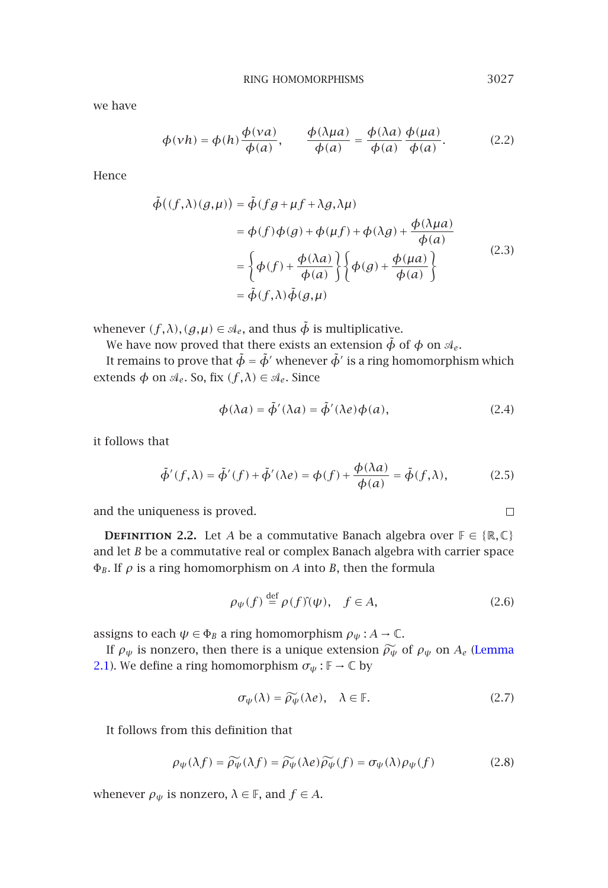we have

$$\phi(\nu h) = \phi(h)\frac{\phi(\nu a)}{\phi(a)}, \qquad \frac{\phi(\lambda\mu a)}{\phi(a)} = \frac{\phi(\lambda a)}{\phi(a)}\frac{\phi(\mu a)}{\phi(a)}. \tag{2.2}$$

Hence

$$\begin{aligned}
\tilde{\phi}((f,\lambda)(g,\mu)) &= \tilde{\phi}(fg + \mu f + \lambda g, \lambda\mu) \\
&= \phi(f)\phi(g) + \phi(\mu f) + \phi(\lambda g) + \frac{\phi(\lambda\mu a)}{\phi(a)} \\
&= \left\{\phi(f) + \frac{\phi(\lambda a)}{\phi(a)}\right\}\left\{\phi(g) + \frac{\phi(\mu a)}{\phi(a)}\right\} \\
&= \tilde{\phi}(f,\lambda)\tilde{\phi}(g,\mu)
\end{aligned} \tag{2.3}$$

whenever $(f,\lambda),(g,\mu) \in \mathscr{A}_e$, and thus $\tilde{\phi}$ is multiplicative.

We have now proved that there exists an extension $\tilde{\phi}$ of $\phi$ on $\mathscr{A}_e$.

It remains to prove that $\tilde{\phi} = \tilde{\phi}'$ whenever $\tilde{\phi}'$ is a ring homomorphism which extends $\phi$ on $\mathscr{A}_e$. So, fix $(f,\lambda) \in \mathscr{A}_e$. Since

$$\phi(\lambda a) = \tilde{\phi}'(\lambda a) = \tilde{\phi}'(\lambda e)\phi(a), \tag{2.4}$$

it follows that

$$\tilde{\phi}'(f,\lambda) = \tilde{\phi}'(f) + \tilde{\phi}'(\lambda e) = \phi(f) + \frac{\phi(\lambda a)}{\phi(a)} = \tilde{\phi}(f,\lambda), \tag{2.5}$$

and the uniqueness is proved. □

**Definition 2.2.** Let $A$ be a commutative Banach algebra over $\mathbb{F} \in \{\mathbb{R},\mathbb{C}\}$ and let $B$ be a commutative real or complex Banach algebra with carrier space $\Phi_B$. If $\rho$ is a ring homomorphism on $A$ into $B$, then the formula

$$\rho_\psi(f) \stackrel{\text{def}}{=} \rho(f)\hat{}(\psi), \quad f \in A, \tag{2.6}$$

assigns to each $\psi \in \Phi_B$ a ring homomorphism $\rho_\psi : A \to \mathbb{C}$.

If $\rho_\psi$ is nonzero, then there is a unique extension $\widetilde{\rho_\psi}$ of $\rho_\psi$ on $A_e$ (Lemma 2.1). We define a ring homomorphism $\sigma_\psi : \mathbb{F} \to \mathbb{C}$ by

$$\sigma_\psi(\lambda) = \widetilde{\rho_\psi}(\lambda e), \quad \lambda \in \mathbb{F}. \tag{2.7}$$

It follows from this definition that

$$\rho_\psi(\lambda f) = \widetilde{\rho_\psi}(\lambda f) = \widetilde{\rho_\psi}(\lambda e)\widetilde{\rho_\psi}(f) = \sigma_\psi(\lambda)\rho_\psi(f) \tag{2.8}$$

whenever $\rho_\psi$ is nonzero, $\lambda \in \mathbb{F}$, and $f \in A$.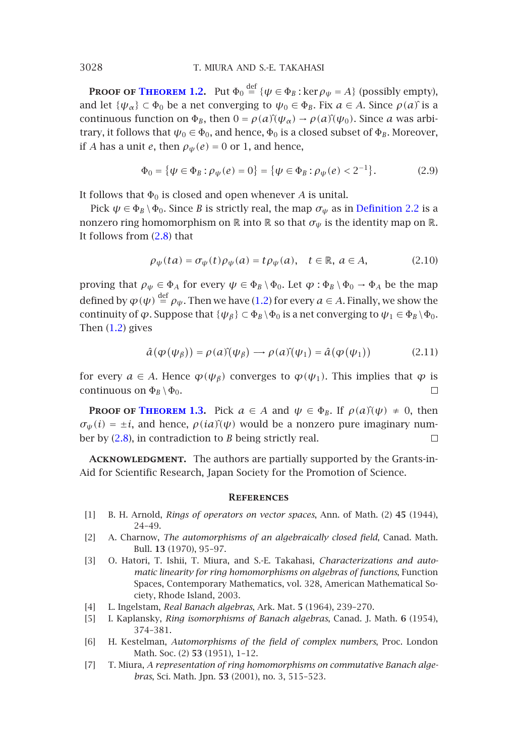**Proof of Theorem 1.2.** Put $\Phi_0 \overset{\text{def}}{=} \{\psi \in \Phi_B : \ker \rho_\psi = A\}$ (possibly empty), and let $\{\psi_\alpha\} \subset \Phi_0$ be a net converging to $\psi_0 \in \Phi_B$. Fix $a \in A$. Since $\rho(a)\hat{}$ is a continuous function on $\Phi_B$, then $0 = \rho(a)\hat{}(\psi_\alpha) \to \rho(a)\hat{}(\psi_0)$. Since $a$ was arbitrary, it follows that $\psi_0 \in \Phi_0$, and hence, $\Phi_0$ is a closed subset of $\Phi_B$. Moreover, if $A$ has a unit $e$, then $\rho_\psi(e) = 0$ or 1, and hence,

$$\Phi_0 = \{\psi \in \Phi_B : \rho_\psi(e) = 0\} = \{\psi \in \Phi_B : \rho_\psi(e) < 2^{-1}\}. \tag{2.9}$$

It follows that $\Phi_0$ is closed and open whenever $A$ is unital.

Pick $\psi \in \Phi_B \setminus \Phi_0$. Since $B$ is strictly real, the map $\sigma_\psi$ as in Definition 2.2 is a nonzero ring homomorphism on $\mathbb{R}$ into $\mathbb{R}$ so that $\sigma_\psi$ is the identity map on $\mathbb{R}$. It follows from (2.8) that

$$\rho_\psi(ta) = \sigma_\psi(t)\rho_\psi(a) = t\rho_\psi(a), \quad t \in \mathbb{R},\ a \in A, \tag{2.10}$$

proving that $\rho_\psi \in \Phi_A$ for every $\psi \in \Phi_B \setminus \Phi_0$. Let $\varphi : \Phi_B \setminus \Phi_0 \to \Phi_A$ be the map defined by $\varphi(\psi) \overset{\text{def}}{=} \rho_\psi$. Then we have (1.2) for every $a \in A$. Finally, we show the continuity of $\varphi$. Suppose that $\{\psi_\beta\} \subset \Phi_B \setminus \Phi_0$ is a net converging to $\psi_1 \in \Phi_B \setminus \Phi_0$. Then (1.2) gives

$$\hat{a}(\varphi(\psi_\beta)) = \rho(a)\hat{}(\psi_\beta) \longrightarrow \rho(a)\hat{}(\psi_1) = \hat{a}(\varphi(\psi_1)) \tag{2.11}$$

for every $a \in A$. Hence $\varphi(\psi_\beta)$ converges to $\varphi(\psi_1)$. This implies that $\varphi$ is continuous on $\Phi_B \setminus \Phi_0$. □

**Proof of Theorem 1.3.** Pick $a \in A$ and $\psi \in \Phi_B$. If $\rho(a)\hat{}(\psi) \neq 0$, then $\sigma_\psi(i) = \pm i$, and hence, $\rho(ia)\hat{}(\psi)$ would be a nonzero pure imaginary number by (2.8), in contradiction to $B$ being strictly real. □

**Acknowledgment.** The authors are partially supported by the Grants-in-Aid for Scientific Research, Japan Society for the Promotion of Science.

## References

[1] B. H. Arnold, *Rings of operators on vector spaces*, Ann. of Math. (2) **45** (1944), 24–49.

[2] A. Charnow, *The automorphisms of an algebraically closed field*, Canad. Math. Bull. **13** (1970), 95–97.

[3] O. Hatori, T. Ishii, T. Miura, and S.-E. Takahasi, *Characterizations and automatic linearity for ring homomorphisms on algebras of functions*, Function Spaces, Contemporary Mathematics, vol. 328, American Mathematical Society, Rhode Island, 2003.

[4] L. Ingelstam, *Real Banach algebras*, Ark. Mat. **5** (1964), 239–270.

[5] I. Kaplansky, *Ring isomorphisms of Banach algebras*, Canad. J. Math. **6** (1954), 374–381.

[6] H. Kestelman, *Automorphisms of the field of complex numbers*, Proc. London Math. Soc. (2) **53** (1951), 1–12.

[7] T. Miura, *A representation of ring homomorphisms on commutative Banach algebras*, Sci. Math. Jpn. **53** (2001), no. 3, 515–523.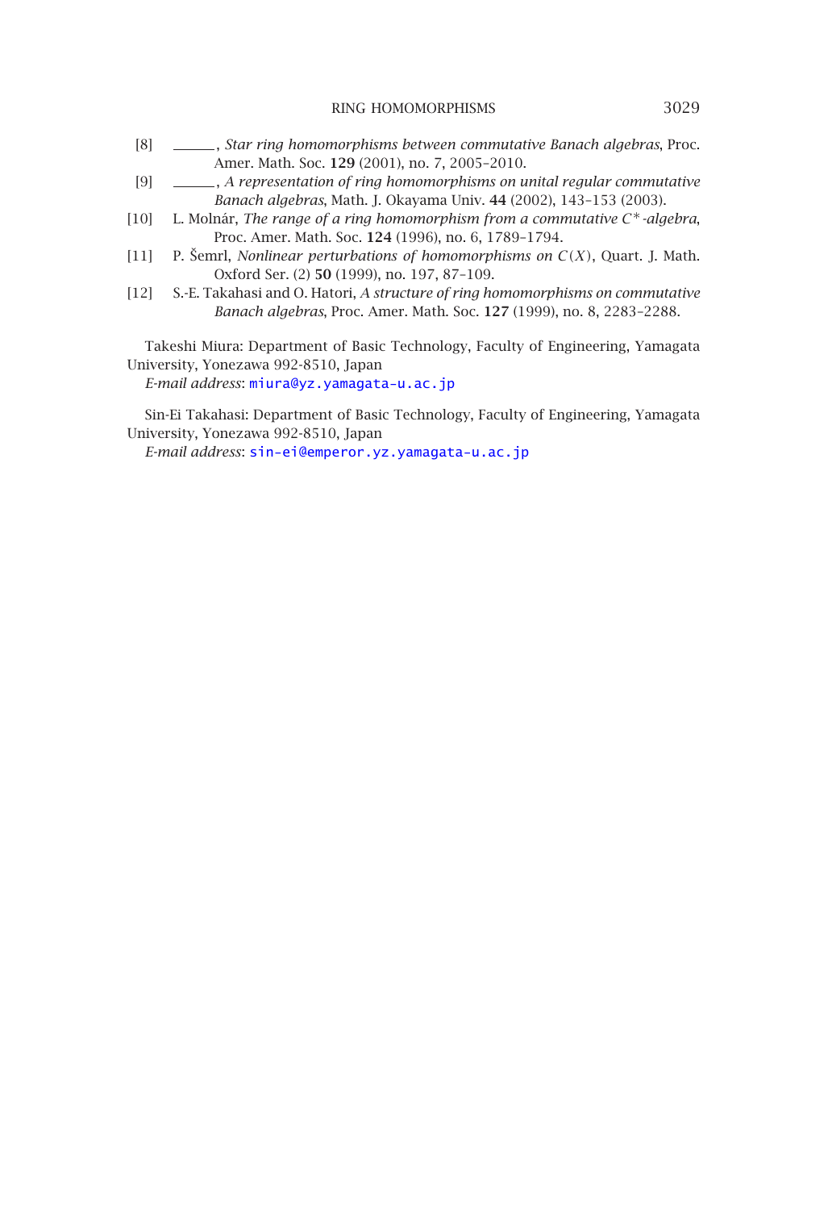[8] ______, *Star ring homomorphisms between commutative Banach algebras*, Proc. Amer. Math. Soc. **129** (2001), no. 7, 2005–2010.

[9] ______, *A representation of ring homomorphisms on unital regular commutative Banach algebras*, Math. J. Okayama Univ. **44** (2002), 143–153 (2003).

[10] L. Molnár, *The range of a ring homomorphism from a commutative $C^*$-algebra*, Proc. Amer. Math. Soc. **124** (1996), no. 6, 1789–1794.

[11] P. Šemrl, *Nonlinear perturbations of homomorphisms on $C(X)$*, Quart. J. Math. Oxford Ser. (2) **50** (1999), no. 197, 87–109.

[12] S.-E. Takahasi and O. Hatori, *A structure of ring homomorphisms on commutative Banach algebras*, Proc. Amer. Math. Soc. **127** (1999), no. 8, 2283–2288.

Takeshi Miura: Department of Basic Technology, Faculty of Engineering, Yamagata University, Yonezawa 992-8510, Japan
*E-mail address*: miura@yz.yamagata-u.ac.jp

Sin-Ei Takahasi: Department of Basic Technology, Faculty of Engineering, Yamagata University, Yonezawa 992-8510, Japan
*E-mail address*: sin-ei@emperor.yz.yamagata-u.ac.jp